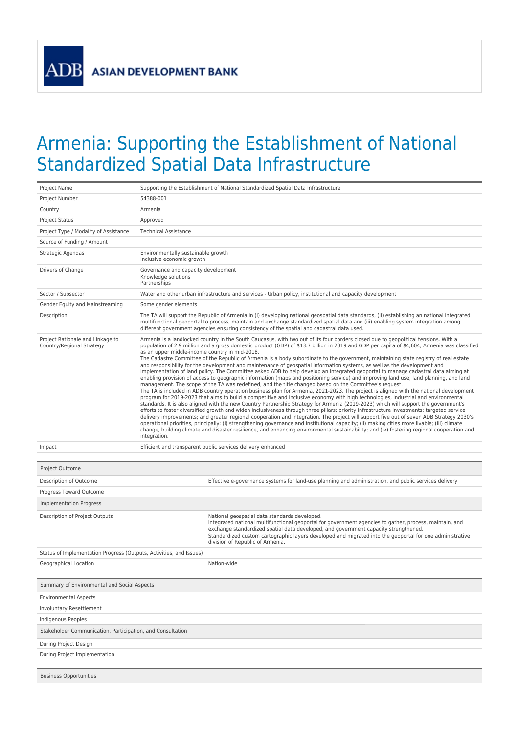ADB ASIAN DEVELOPMENT BANK

# Armenia: Supporting the Establishment of National Standardized Spatial Data Infrastructure

| | |
|---|---|
| Project Name | Supporting the Establishment of National Standardized Spatial Data Infrastructure |
| Project Number | 54388-001 |
| Country | Armenia |
| Project Status | Approved |
| Project Type / Modality of Assistance | Technical Assistance |
| Source of Funding / Amount | |
| Strategic Agendas | Environmentally sustainable growth<br>Inclusive economic growth |
| Drivers of Change | Governance and capacity development<br>Knowledge solutions<br>Partnerships |
| Sector / Subsector | Water and other urban infrastructure and services - Urban policy, institutional and capacity development |
| Gender Equity and Mainstreaming | Some gender elements |
| Description | The TA will support the Republic of Armenia in (i) developing national geospatial data standards, (ii) establishing an national integrated multifunctional geoportal to process, maintain and exchange standardized spatial data and (iii) enabling system integration among different government agencies ensuring consistency of the spatial and cadastral data used. |
| Project Rationale and Linkage to Country/Regional Strategy | Armenia is a landlocked country in the South Caucasus, with two out of its four borders closed due to geopolitical tensions. With a population of 2.9 million and a gross domestic product (GDP) of $13.7 billion in 2019 and GDP per capita of $4,604, Armenia was classified as an upper middle-income country in mid-2018.<br>The Cadastre Committee of the Republic of Armenia is a body subordinate to the government, maintaining state registry of real estate and responsibility for the development and maintenance of geospatial information systems, as well as the development and implementation of land policy. The Committee asked ADB to help develop an integrated geoportal to manage cadastral data aiming at enabling provision of access to geographic information (maps and positioning service) and improving land use, land planning, and land management. The scope of the TA was redefined, and the title changed based on the Committee's request.<br>The TA is included in ADB country operation business plan for Armenia, 2021-2023. The project is aligned with the national development program for 2019-2023 that aims to build a competitive and inclusive economy with high technologies, industrial and environmental standards. It is also aligned with the new Country Partnership Strategy for Armenia (2019-2023) which will support the government's efforts to foster diversified growth and widen inclusiveness through three pillars: priority infrastructure investments; targeted service delivery improvements; and greater regional cooperation and integration. The project will support five out of seven ADB Strategy 2030's operational priorities, principally: (i) strengthening governance and institutional capacity; (ii) making cities more livable; (iii) climate change, building climate and disaster resilience, and enhancing environmental sustainability; and (iv) fostering regional cooperation and integration. |
| Impact | Efficient and transparent public services delivery enhanced |

| Project Outcome | |
|---|---|
| Description of Outcome | Effective e-governance systems for land-use planning and administration, and public services delivery |
| Progress Toward Outcome | |
| **Implementation Progress** | |
| Description of Project Outputs | National geospatial data standards developed.<br>Integrated national multifunctional geoportal for government agencies to gather, process, maintain, and exchange standardized spatial data developed, and government capacity strengthened.<br>Standardized custom cartographic layers developed and migrated into the geoportal for one administrative division of Republic of Armenia. |
| Status of Implementation Progress (Outputs, Activities, and Issues) | |
| Geographical Location | Nation-wide |

| Summary of Environmental and Social Aspects | |
|---|---|
| Environmental Aspects | |
| Involuntary Resettlement | |
| Indigenous Peoples | |
| **Stakeholder Communication, Participation, and Consultation** | |
| During Project Design | |
| During Project Implementation | |

| Business Opportunities |
|---|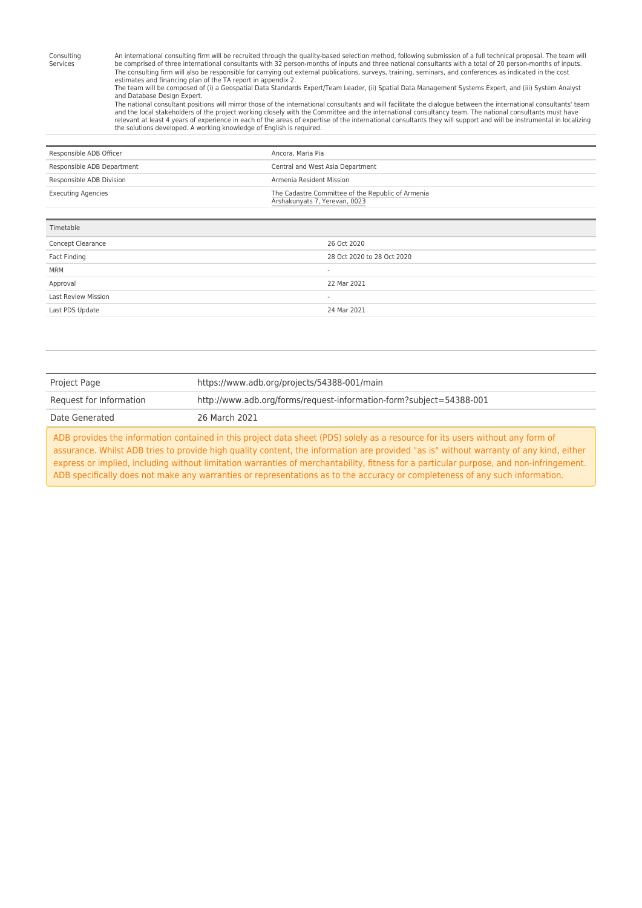| | |
|---|---|
| Consulting Services | An international consulting firm will be recruited through the quality-based selection method, following submission of a full technical proposal. The team will be comprised of three international consultants with 32 person-months of inputs and three national consultants with a total of 20 person-months of inputs. The consulting firm will also be responsible for carrying out external publications, surveys, training, seminars, and conferences as indicated in the cost estimates and financing plan of the TA report in appendix 2.<br>The team will be composed of (i) a Geospatial Data Standards Expert/Team Leader, (ii) Spatial Data Management Systems Expert, and (iii) System Analyst and Database Design Expert.<br>The national consultant positions will mirror those of the international consultants and will facilitate the dialogue between the international consultants' team and the local stakeholders of the project working closely with the Committee and the international consultancy team. The national consultants must have relevant at least 4 years of experience in each of the areas of expertise of the international consultants they will support and will be instrumental in localizing the solutions developed. A working knowledge of English is required. |

| | |
|---|---|
| Responsible ADB Officer | Ancora, Maria Pia |
| Responsible ADB Department | Central and West Asia Department |
| Responsible ADB Division | Armenia Resident Mission |
| Executing Agencies | The Cadastre Committee of the Republic of Armenia<br>Arshakunyats 7, Yerevan, 0023 |

| Timetable | |
|---|---|
| Concept Clearance | 26 Oct 2020 |
| Fact Finding | 28 Oct 2020 to 28 Oct 2020 |
| MRM | - |
| Approval | 22 Mar 2021 |
| Last Review Mission | - |
| Last PDS Update | 24 Mar 2021 |

| | |
|---|---|
| Project Page | https://www.adb.org/projects/54388-001/main |
| Request for Information | http://www.adb.org/forms/request-information-form?subject=54388-001 |
| Date Generated | 26 March 2021 |

ADB provides the information contained in this project data sheet (PDS) solely as a resource for its users without any form of assurance. Whilst ADB tries to provide high quality content, the information are provided "as is" without warranty of any kind, either express or implied, including without limitation warranties of merchantability, fitness for a particular purpose, and non-infringement. ADB specifically does not make any warranties or representations as to the accuracy or completeness of any such information.